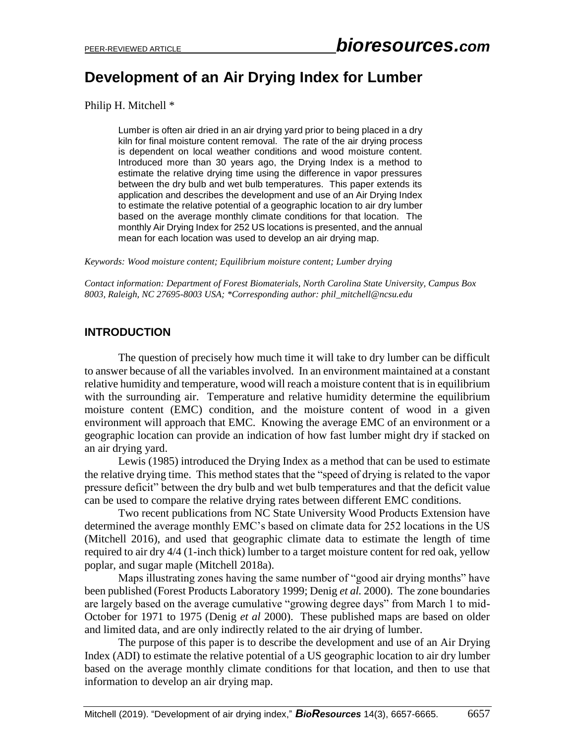# Development of an Air Drying Index for Lumber

Philip H. Mitchell *

> Lumber is often air dried in an air drying yard prior to being placed in a dry kiln for final moisture content removal. The rate of the air drying process is dependent on local weather conditions and wood moisture content. Introduced more than 30 years ago, the Drying Index is a method to estimate the relative drying time using the difference in vapor pressures between the dry bulb and wet bulb temperatures. This paper extends its application and describes the development and use of an Air Drying Index to estimate the relative potential of a geographic location to air dry lumber based on the average monthly climate conditions for that location. The monthly Air Drying Index for 252 US locations is presented, and the annual mean for each location was used to develop an air drying map.

*Keywords: Wood moisture content; Equilibrium moisture content; Lumber drying*

*Contact information: Department of Forest Biomaterials, North Carolina State University, Campus Box 8003, Raleigh, NC 27695-8003 USA; \*Corresponding author: phil_mitchell@ncsu.edu*

## INTRODUCTION

The question of precisely how much time it will take to dry lumber can be difficult to answer because of all the variables involved. In an environment maintained at a constant relative humidity and temperature, wood will reach a moisture content that is in equilibrium with the surrounding air. Temperature and relative humidity determine the equilibrium moisture content (EMC) condition, and the moisture content of wood in a given environment will approach that EMC. Knowing the average EMC of an environment or a geographic location can provide an indication of how fast lumber might dry if stacked on an air drying yard.

Lewis (1985) introduced the Drying Index as a method that can be used to estimate the relative drying time. This method states that the "speed of drying is related to the vapor pressure deficit" between the dry bulb and wet bulb temperatures and that the deficit value can be used to compare the relative drying rates between different EMC conditions.

Two recent publications from NC State University Wood Products Extension have determined the average monthly EMC's based on climate data for 252 locations in the US (Mitchell 2016), and used that geographic climate data to estimate the length of time required to air dry 4/4 (1-inch thick) lumber to a target moisture content for red oak, yellow poplar, and sugar maple (Mitchell 2018a).

Maps illustrating zones having the same number of "good air drying months" have been published (Forest Products Laboratory 1999; Denig *et al.* 2000). The zone boundaries are largely based on the average cumulative "growing degree days" from March 1 to mid-October for 1971 to 1975 (Denig *et al* 2000). These published maps are based on older and limited data, and are only indirectly related to the air drying of lumber.

The purpose of this paper is to describe the development and use of an Air Drying Index (ADI) to estimate the relative potential of a US geographic location to air dry lumber based on the average monthly climate conditions for that location, and then to use that information to develop an air drying map.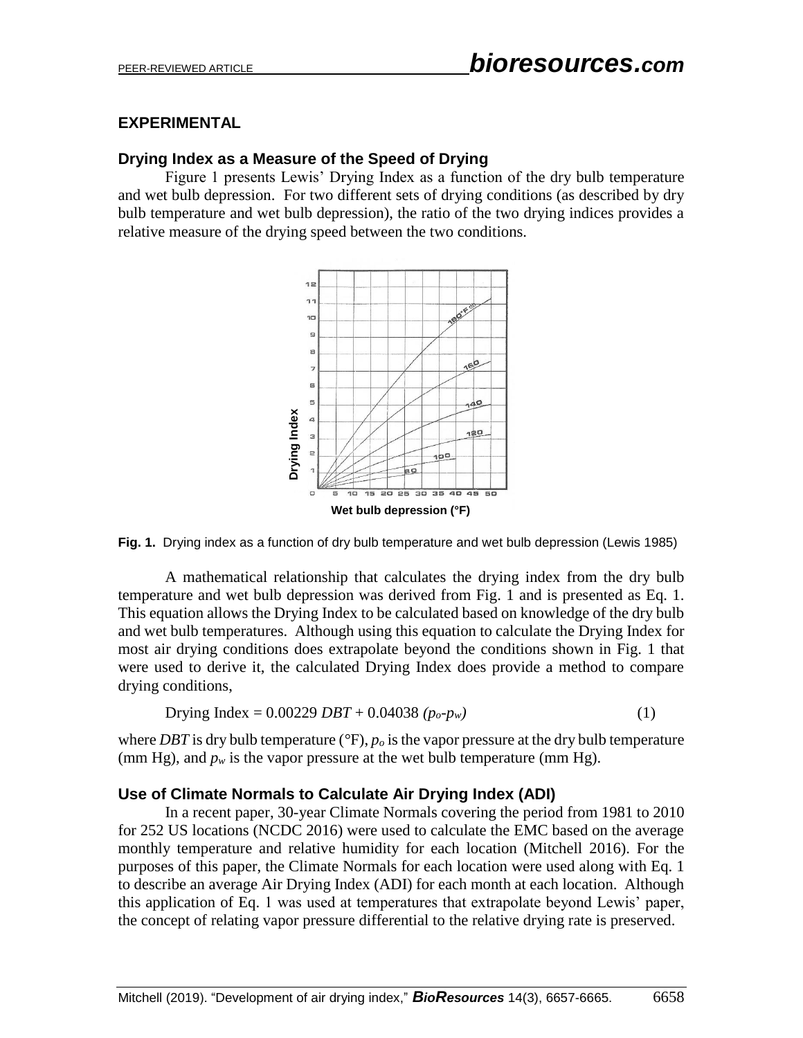## EXPERIMENTAL

### Drying Index as a Measure of the Speed of Drying

Figure 1 presents Lewis' Drying Index as a function of the dry bulb temperature and wet bulb depression. For two different sets of drying conditions (as described by dry bulb temperature and wet bulb depression), the ratio of the two drying indices provides a relative measure of the drying speed between the two conditions.

**Fig. 1.** Drying index as a function of dry bulb temperature and wet bulb depression (Lewis 1985)

A mathematical relationship that calculates the drying index from the dry bulb temperature and wet bulb depression was derived from Fig. 1 and is presented as Eq. 1. This equation allows the Drying Index to be calculated based on knowledge of the dry bulb and wet bulb temperatures. Although using this equation to calculate the Drying Index for most air drying conditions does extrapolate beyond the conditions shown in Fig. 1 that were used to derive it, the calculated Drying Index does provide a method to compare drying conditions,

$$\text{Drying Index} = 0.00229\ DBT + 0.04038\ (p_o - p_w) \tag{1}$$

where $DBT$ is dry bulb temperature (°F), $p_o$ is the vapor pressure at the dry bulb temperature (mm Hg), and $p_w$ is the vapor pressure at the wet bulb temperature (mm Hg).

### Use of Climate Normals to Calculate Air Drying Index (ADI)

In a recent paper, 30-year Climate Normals covering the period from 1981 to 2010 for 252 US locations (NCDC 2016) were used to calculate the EMC based on the average monthly temperature and relative humidity for each location (Mitchell 2016). For the purposes of this paper, the Climate Normals for each location were used along with Eq. 1 to describe an average Air Drying Index (ADI) for each month at each location. Although this application of Eq. 1 was used at temperatures that extrapolate beyond Lewis' paper, the concept of relating vapor pressure differential to the relative drying rate is preserved.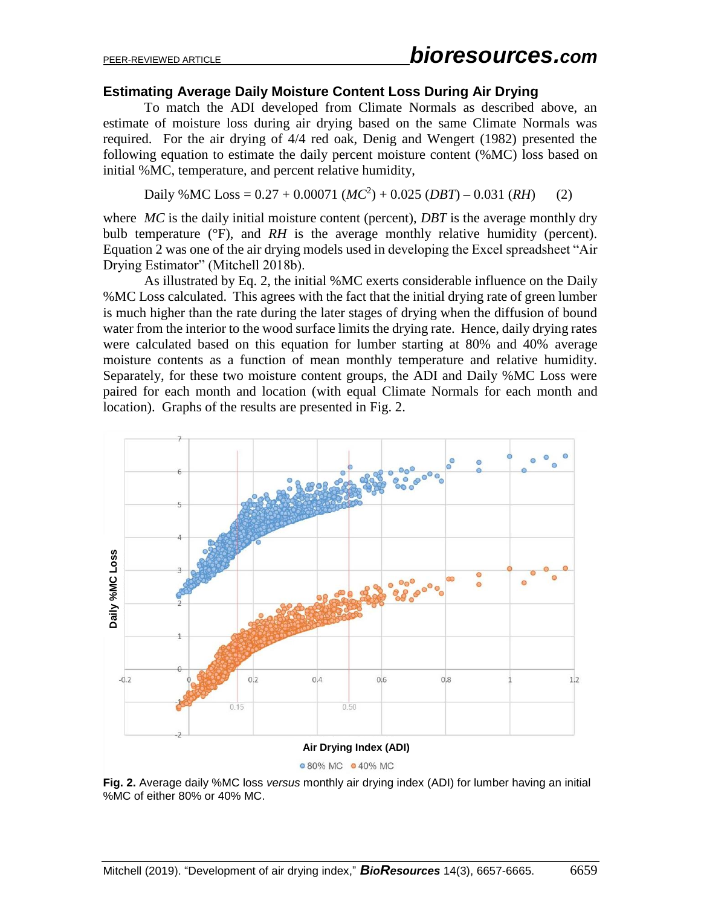### Estimating Average Daily Moisture Content Loss During Air Drying

To match the ADI developed from Climate Normals as described above, an estimate of moisture loss during air drying based on the same Climate Normals was required. For the air drying of 4/4 red oak, Denig and Wengert (1982) presented the following equation to estimate the daily percent moisture content (%MC) loss based on initial %MC, temperature, and percent relative humidity,

$$\text{Daily \%MC Loss} = 0.27 + 0.00071\,(MC^2) + 0.025\,(DBT) - 0.031\,(RH) \qquad (2)$$

where $MC$ is the daily initial moisture content (percent), $DBT$ is the average monthly dry bulb temperature (°F), and $RH$ is the average monthly relative humidity (percent). Equation 2 was one of the air drying models used in developing the Excel spreadsheet "Air Drying Estimator" (Mitchell 2018b).

As illustrated by Eq. 2, the initial %MC exerts considerable influence on the Daily %MC Loss calculated. This agrees with the fact that the initial drying rate of green lumber is much higher than the rate during the later stages of drying when the diffusion of bound water from the interior to the wood surface limits the drying rate. Hence, daily drying rates were calculated based on this equation for lumber starting at 80% and 40% average moisture contents as a function of mean monthly temperature and relative humidity. Separately, for these two moisture content groups, the ADI and Daily %MC Loss were paired for each month and location (with equal Climate Normals for each month and location). Graphs of the results are presented in Fig. 2.

**Fig. 2.** Average daily %MC loss *versus* monthly air drying index (ADI) for lumber having an initial %MC of either 80% or 40% MC.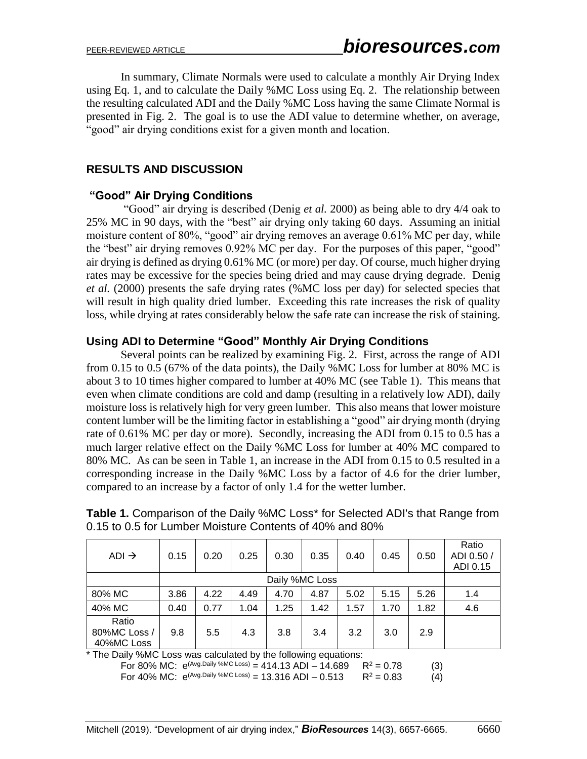In summary, Climate Normals were used to calculate a monthly Air Drying Index using Eq. 1, and to calculate the Daily %MC Loss using Eq. 2. The relationship between the resulting calculated ADI and the Daily %MC Loss having the same Climate Normal is presented in Fig. 2. The goal is to use the ADI value to determine whether, on average, "good" air drying conditions exist for a given month and location.

## RESULTS AND DISCUSSION

### "Good" Air Drying Conditions

"Good" air drying is described (Denig *et al.* 2000) as being able to dry 4/4 oak to 25% MC in 90 days, with the "best" air drying only taking 60 days. Assuming an initial moisture content of 80%, "good" air drying removes an average 0.61% MC per day, while the "best" air drying removes 0.92% MC per day. For the purposes of this paper, "good" air drying is defined as drying 0.61% MC (or more) per day. Of course, much higher drying rates may be excessive for the species being dried and may cause drying degrade. Denig *et al.* (2000) presents the safe drying rates (%MC loss per day) for selected species that will result in high quality dried lumber. Exceeding this rate increases the risk of quality loss, while drying at rates considerably below the safe rate can increase the risk of staining.

### Using ADI to Determine "Good" Monthly Air Drying Conditions

Several points can be realized by examining Fig. 2. First, across the range of ADI from 0.15 to 0.5 (67% of the data points), the Daily %MC Loss for lumber at 80% MC is about 3 to 10 times higher compared to lumber at 40% MC (see Table 1). This means that even when climate conditions are cold and damp (resulting in a relatively low ADI), daily moisture loss is relatively high for very green lumber. This also means that lower moisture content lumber will be the limiting factor in establishing a "good" air drying month (drying rate of 0.61% MC per day or more). Secondly, increasing the ADI from 0.15 to 0.5 has a much larger relative effect on the Daily %MC Loss for lumber at 40% MC compared to 80% MC. As can be seen in Table 1, an increase in the ADI from 0.15 to 0.5 resulted in a corresponding increase in the Daily %MC Loss by a factor of 4.6 for the drier lumber, compared to an increase by a factor of only 1.4 for the wetter lumber.

**Table 1.** Comparison of the Daily %MC Loss* for Selected ADI's that Range from 0.15 to 0.5 for Lumber Moisture Contents of 40% and 80%

| ADI → | 0.15 | 0.20 | 0.25 | 0.30 | 0.35 | 0.40 | 0.45 | 0.50 | Ratio ADI 0.50 / ADI 0.15 |
|---|---|---|---|---|---|---|---|---|---|
| | Daily %MC Loss | | | | | | | | |
| 80% MC | 3.86 | 4.22 | 4.49 | 4.70 | 4.87 | 5.02 | 5.15 | 5.26 | 1.4 |
| 40% MC | 0.40 | 0.77 | 1.04 | 1.25 | 1.42 | 1.57 | 1.70 | 1.82 | 4.6 |
| Ratio 80%MC Loss / 40%MC Loss | 9.8 | 5.5 | 4.3 | 3.8 | 3.4 | 3.2 | 3.0 | 2.9 | |

\* The Daily %MC Loss was calculated by the following equations:

For 80% MC: $e^{(\text{Avg.Daily \%MC Loss})} = 414.13 \text{ ADI} - 14.689 \quad R^2 = 0.78 \quad (3)$

For 40% MC: $e^{(\text{Avg.Daily \%MC Loss})} = 13.316 \text{ ADI} - 0.513 \quad R^2 = 0.83 \quad (4)$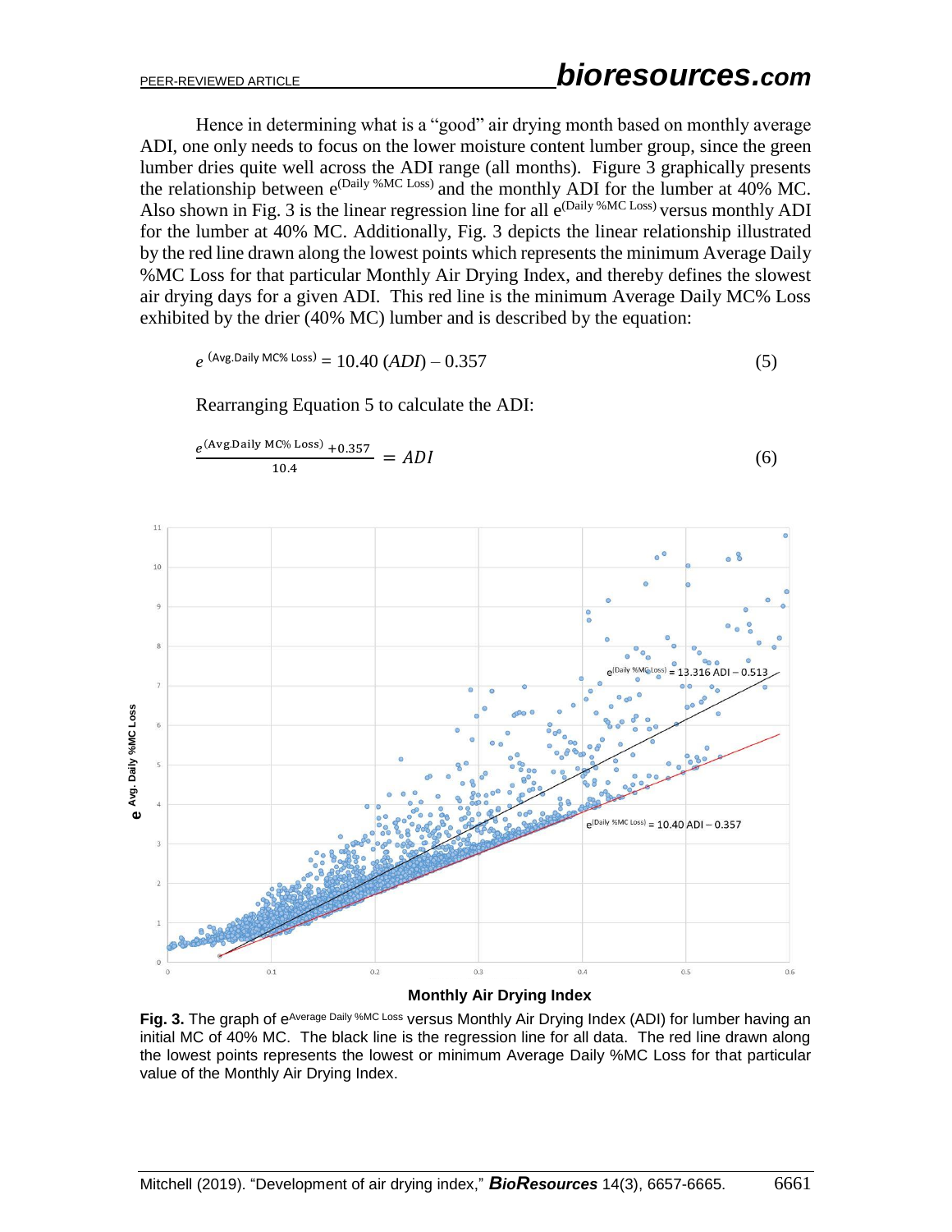Hence in determining what is a "good" air drying month based on monthly average ADI, one only needs to focus on the lower moisture content lumber group, since the green lumber dries quite well across the ADI range (all months). Figure 3 graphically presents the relationship between $e^{(\text{Daily \%MC Loss})}$ and the monthly ADI for the lumber at 40% MC. Also shown in Fig. 3 is the linear regression line for all $e^{(\text{Daily \%MC Loss})}$ versus monthly ADI for the lumber at 40% MC. Additionally, Fig. 3 depicts the linear relationship illustrated by the red line drawn along the lowest points which represents the minimum Average Daily %MC Loss for that particular Monthly Air Drying Index, and thereby defines the slowest air drying days for a given ADI. This red line is the minimum Average Daily MC% Loss exhibited by the drier (40% MC) lumber and is described by the equation:

$$e^{(\text{Avg.Daily MC\% Loss})} = 10.40\,(ADI) - 0.357 \tag{5}$$

Rearranging Equation 5 to calculate the ADI:

$$\frac{e^{(\text{Avg.Daily MC\% Loss})} + 0.357}{10.4} = ADI \tag{6}$$

**Fig. 3.** The graph of $e^{\text{Average Daily \%MC Loss}}$ versus Monthly Air Drying Index (ADI) for lumber having an initial MC of 40% MC. The black line is the regression line for all data. The red line drawn along the lowest points represents the lowest or minimum Average Daily %MC Loss for that particular value of the Monthly Air Drying Index.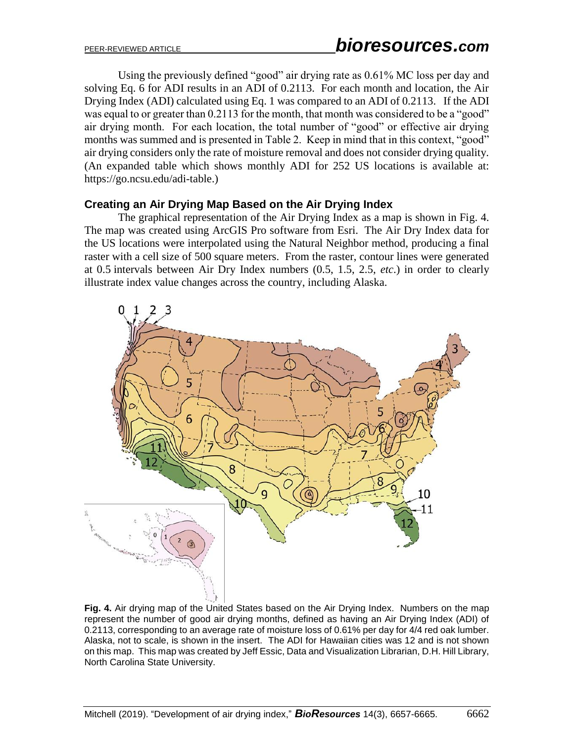Using the previously defined "good" air drying rate as 0.61% MC loss per day and solving Eq. 6 for ADI results in an ADI of 0.2113. For each month and location, the Air Drying Index (ADI) calculated using Eq. 1 was compared to an ADI of 0.2113. If the ADI was equal to or greater than 0.2113 for the month, that month was considered to be a "good" air drying month. For each location, the total number of "good" or effective air drying months was summed and is presented in Table 2. Keep in mind that in this context, "good" air drying considers only the rate of moisture removal and does not consider drying quality. (An expanded table which shows monthly ADI for 252 US locations is available at: https://go.ncsu.edu/adi-table.)

### Creating an Air Drying Map Based on the Air Drying Index

The graphical representation of the Air Drying Index as a map is shown in Fig. 4. The map was created using ArcGIS Pro software from Esri. The Air Dry Index data for the US locations were interpolated using the Natural Neighbor method, producing a final raster with a cell size of 500 square meters. From the raster, contour lines were generated at 0.5 intervals between Air Dry Index numbers (0.5, 1.5, 2.5, *etc*.) in order to clearly illustrate index value changes across the country, including Alaska.

**Fig. 4.** Air drying map of the United States based on the Air Drying Index. Numbers on the map represent the number of good air drying months, defined as having an Air Drying Index (ADI) of 0.2113, corresponding to an average rate of moisture loss of 0.61% per day for 4/4 red oak lumber. Alaska, not to scale, is shown in the insert. The ADI for Hawaiian cities was 12 and is not shown on this map. This map was created by Jeff Essic, Data and Visualization Librarian, D.H. Hill Library, North Carolina State University.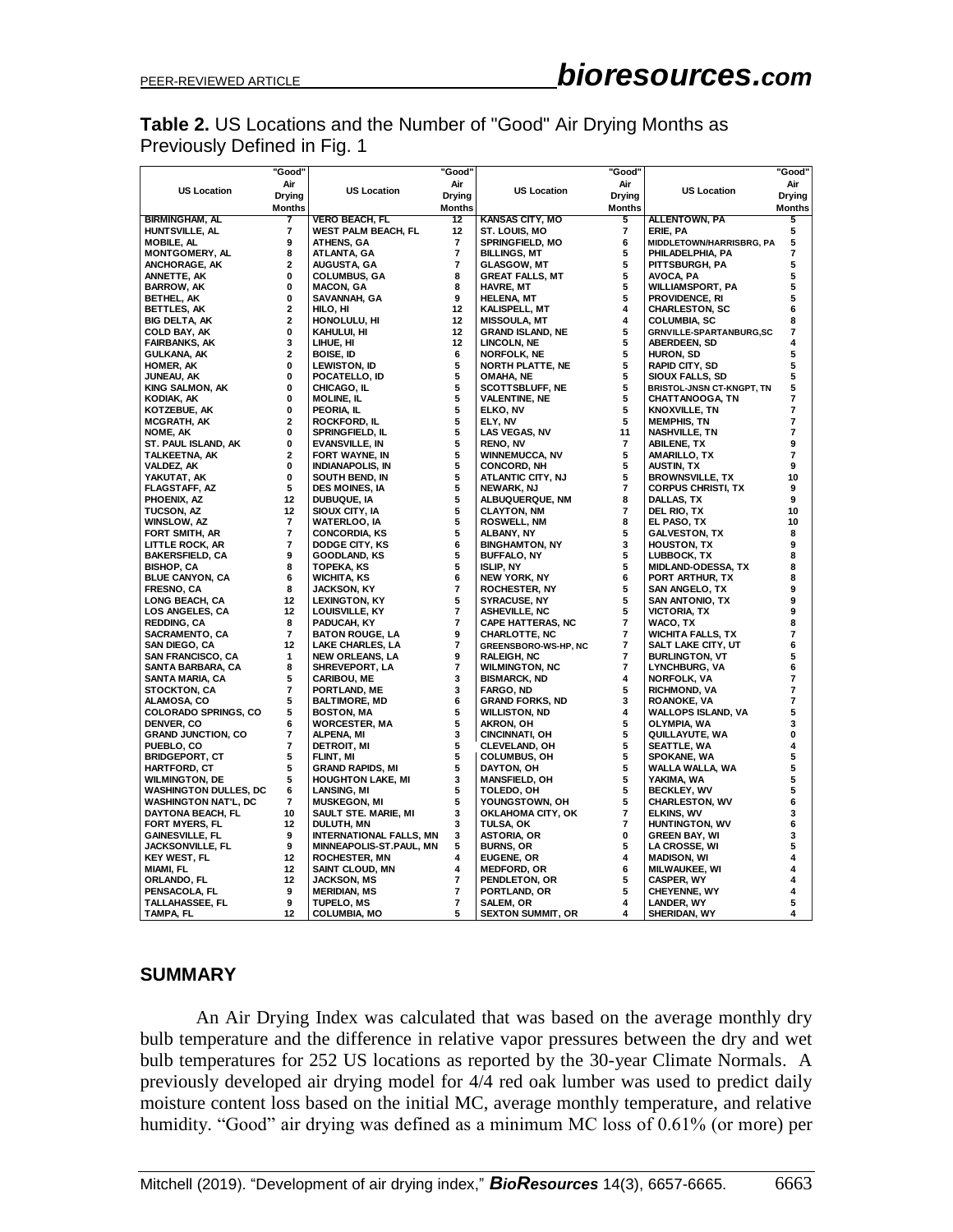**Table 2.** US Locations and the Number of "Good" Air Drying Months as Previously Defined in Fig. 1

| US Location | "Good" Air Drying Months | US Location | "Good" Air Drying Months | US Location | "Good" Air Drying Months | US Location | "Good" Air Drying Months |
|---|---|---|---|---|---|---|---|
| BIRMINGHAM, AL | 7 | VERO BEACH, FL | 12 | KANSAS CITY, MO | 5 | ALLENTOWN, PA | 5 |
| HUNTSVILLE, AL | 7 | WEST PALM BEACH, FL | 12 | ST. LOUIS, MO | 7 | ERIE, PA | 5 |
| MOBILE, AL | 9 | ATHENS, GA | 7 | SPRINGFIELD, MO | 6 | MIDDLETOWN/HARRISBRG, PA | 5 |
| MONTGOMERY, AL | 8 | ATLANTA, GA | 7 | BILLINGS, MT | 5 | PHILADELPHIA, PA | 7 |
| ANCHORAGE, AK | 2 | AUGUSTA, GA | 7 | GLASGOW, MT | 5 | PITTSBURGH, PA | 5 |
| ANNETTE, AK | 0 | COLUMBUS, GA | 8 | GREAT FALLS, MT | 5 | AVOCA, PA | 5 |
| BARROW, AK | 0 | MACON, GA | 8 | HAVRE, MT | 5 | WILLIAMSPORT, PA | 5 |
| BETHEL, AK | 0 | SAVANNAH, GA | 9 | HELENA, MT | 5 | PROVIDENCE, RI | 5 |
| BETTLES, AK | 2 | HILO, HI | 12 | KALISPELL, MT | 4 | CHARLESTON, SC | 6 |
| BIG DELTA, AK | 2 | HONOLULU, HI | 12 | MISSOULA, MT | 4 | COLUMBIA, SC | 8 |
| COLD BAY, AK | 0 | KAHULUI, HI | 12 | GRAND ISLAND, NE | 5 | GRNVILLE-SPARTANBURG,SC | 7 |
| FAIRBANKS, AK | 3 | LIHUE, HI | 12 | LINCOLN, NE | 5 | ABERDEEN, SD | 4 |
| GULKANA, AK | 2 | BOISE, ID | 6 | NORFOLK, NE | 5 | HURON, SD | 5 |
| HOMER, AK | 0 | LEWISTON, ID | 5 | NORTH PLATTE, NE | 5 | RAPID CITY, SD | 5 |
| JUNEAU, AK | 0 | POCATELLO, ID | 5 | OMAHA, NE | 5 | SIOUX FALLS, SD | 5 |
| KING SALMON, AK | 0 | CHICAGO, IL | 5 | SCOTTSBLUFF, NE | 5 | BRISTOL-JNSN CT-KNGPT, TN | 5 |
| KODIAK, AK | 0 | MOLINE, IL | 5 | VALENTINE, NE | 5 | CHATTANOOGA, TN | 7 |
| KOTZEBUE, AK | 0 | PEORIA, IL | 5 | ELKO, NV | 5 | KNOXVILLE, TN | 7 |
| MCGRATH, AK | 2 | ROCKFORD, IL | 5 | ELY, NV | 5 | MEMPHIS, TN | 7 |
| NOME, AK | 0 | SPRINGFIELD, IL | 5 | LAS VEGAS, NV | 11 | NASHVILLE, TN | 7 |
| ST. PAUL ISLAND, AK | 0 | EVANSVILLE, IN | 5 | RENO, NV | 7 | ABILENE, TX | 9 |
| TALKEETNA, AK | 2 | FORT WAYNE, IN | 5 | WINNEMUCCA, NV | 5 | AMARILLO, TX | 7 |
| VALDEZ, AK | 0 | INDIANAPOLIS, IN | 5 | CONCORD, NH | 5 | AUSTIN, TX | 9 |
| YAKUTAT, AK | 0 | SOUTH BEND, IN | 5 | ATLANTIC CITY, NJ | 5 | BROWNSVILLE, TX | 10 |
| FLAGSTAFF, AZ | 5 | DES MOINES, IA | 5 | NEWARK, NJ | 7 | CORPUS CHRISTI, TX | 9 |
| PHOENIX, AZ | 12 | DUBUQUE, IA | 5 | ALBUQUERQUE, NM | 8 | DALLAS, TX | 9 |
| TUCSON, AZ | 12 | SIOUX CITY, IA | 5 | CLAYTON, NM | 7 | DEL RIO, TX | 10 |
| WINSLOW, AZ | 7 | WATERLOO, IA | 5 | ROSWELL, NM | 8 | EL PASO, TX | 10 |
| FORT SMITH, AR | 7 | CONCORDIA, KS | 5 | ALBANY, NY | 5 | GALVESTON, TX | 8 |
| LITTLE ROCK, AR | 7 | DODGE CITY, KS | 6 | BINGHAMTON, NY | 3 | HOUSTON, TX | 9 |
| BAKERSFIELD, CA | 9 | GOODLAND, KS | 5 | BUFFALO, NY | 5 | LUBBOCK, TX | 8 |
| BISHOP, CA | 8 | TOPEKA, KS | 5 | ISLIP, NY | 5 | MIDLAND-ODESSA, TX | 8 |
| BLUE CANYON, CA | 6 | WICHITA, KS | 6 | NEW YORK, NY | 6 | PORT ARTHUR, TX | 8 |
| FRESNO, CA | 8 | JACKSON, KY | 7 | ROCHESTER, NY | 5 | SAN ANGELO, TX | 9 |
| LONG BEACH, CA | 12 | LEXINGTON, KY | 5 | SYRACUSE, NY | 5 | SAN ANTONIO, TX | 9 |
| LOS ANGELES, CA | 12 | LOUISVILLE, KY | 7 | ASHEVILLE, NC | 5 | VICTORIA, TX | 9 |
| REDDING, CA | 8 | PADUCAH, KY | 7 | CAPE HATTERAS, NC | 7 | WACO, TX | 8 |
| SACRAMENTO, CA | 7 | BATON ROUGE, LA | 9 | CHARLOTTE, NC | 7 | WICHITA FALLS, TX | 7 |
| SAN DIEGO, CA | 12 | LAKE CHARLES, LA | 7 | GREENSBORO-WS-HP, NC | 7 | SALT LAKE CITY, UT | 6 |
| SAN FRANCISCO, CA | 1 | NEW ORLEANS, LA | 9 | RALEIGH, NC | 7 | BURLINGTON, VT | 5 |
| SANTA BARBARA, CA | 8 | SHREVEPORT, LA | 7 | WILMINGTON, NC | 7 | LYNCHBURG, VA | 6 |
| SANTA MARIA, CA | 5 | CARIBOU, ME | 3 | BISMARCK, ND | 4 | NORFOLK, VA | 7 |
| STOCKTON, CA | 7 | PORTLAND, ME | 3 | FARGO, ND | 5 | RICHMOND, VA | 7 |
| ALAMOSA, CO | 5 | BALTIMORE, MD | 6 | GRAND FORKS, ND | 3 | ROANOKE, VA | 7 |
| COLORADO SPRINGS, CO | 5 | BOSTON, MA | 5 | WILLISTON, ND | 4 | WALLOPS ISLAND, VA | 5 |
| DENVER, CO | 6 | WORCESTER, MA | 5 | AKRON, OH | 5 | OLYMPIA, WA | 3 |
| GRAND JUNCTION, CO | 7 | ALPENA, MI | 3 | CINCINNATI, OH | 5 | QUILLAYUTE, WA | 0 |
| PUEBLO, CO | 7 | DETROIT, MI | 5 | CLEVELAND, OH | 5 | SEATTLE, WA | 4 |
| BRIDGEPORT, CT | 5 | FLINT, MI | 5 | COLUMBUS, OH | 5 | SPOKANE, WA | 5 |
| HARTFORD, CT | 5 | GRAND RAPIDS, MI | 5 | DAYTON, OH | 5 | WALLA WALLA, WA | 5 |
| WILMINGTON, DE | 5 | HOUGHTON LAKE, MI | 3 | MANSFIELD, OH | 5 | YAKIMA, WA | 5 |
| WASHINGTON DULLES, DC | 6 | LANSING, MI | 5 | TOLEDO, OH | 5 | BECKLEY, WV | 5 |
| WASHINGTON NAT'L, DC | 7 | MUSKEGON, MI | 5 | YOUNGSTOWN, OH | 5 | CHARLESTON, WV | 6 |
| DAYTONA BEACH, FL | 10 | SAULT STE. MARIE, MI | 3 | OKLAHOMA CITY, OK | 7 | ELKINS, WV | 3 |
| FORT MYERS, FL | 12 | DULUTH, MN | 3 | TULSA, OK | 7 | HUNTINGTON, WV | 6 |
| GAINESVILLE, FL | 9 | INTERNATIONAL FALLS, MN | 3 | ASTORIA, OR | 0 | GREEN BAY, WI | 3 |
| JACKSONVILLE, FL | 9 | MINNEAPOLIS-ST.PAUL, MN | 5 | BURNS, OR | 5 | LA CROSSE, WI | 5 |
| KEY WEST, FL | 12 | ROCHESTER, MN | 4 | EUGENE, OR | 4 | MADISON, WI | 4 |
| MIAMI, FL | 12 | SAINT CLOUD, MN | 4 | MEDFORD, OR | 6 | MILWAUKEE, WI | 4 |
| ORLANDO, FL | 12 | JACKSON, MS | 7 | PENDLETON, OR | 5 | CASPER, WY | 4 |
| PENSACOLA, FL | 9 | MERIDIAN, MS | 7 | PORTLAND, OR | 5 | CHEYENNE, WY | 4 |
| TALLAHASSEE, FL | 9 | TUPELO, MS | 7 | SALEM, OR | 4 | LANDER, WY | 5 |
| TAMPA, FL | 12 | COLUMBIA, MO | 5 | SEXTON SUMMIT, OR | 4 | SHERIDAN, WY | 4 |

## SUMMARY

An Air Drying Index was calculated that was based on the average monthly dry bulb temperature and the difference in relative vapor pressures between the dry and wet bulb temperatures for 252 US locations as reported by the 30-year Climate Normals. A previously developed air drying model for 4/4 red oak lumber was used to predict daily moisture content loss based on the initial MC, average monthly temperature, and relative humidity. "Good" air drying was defined as a minimum MC loss of 0.61% (or more) per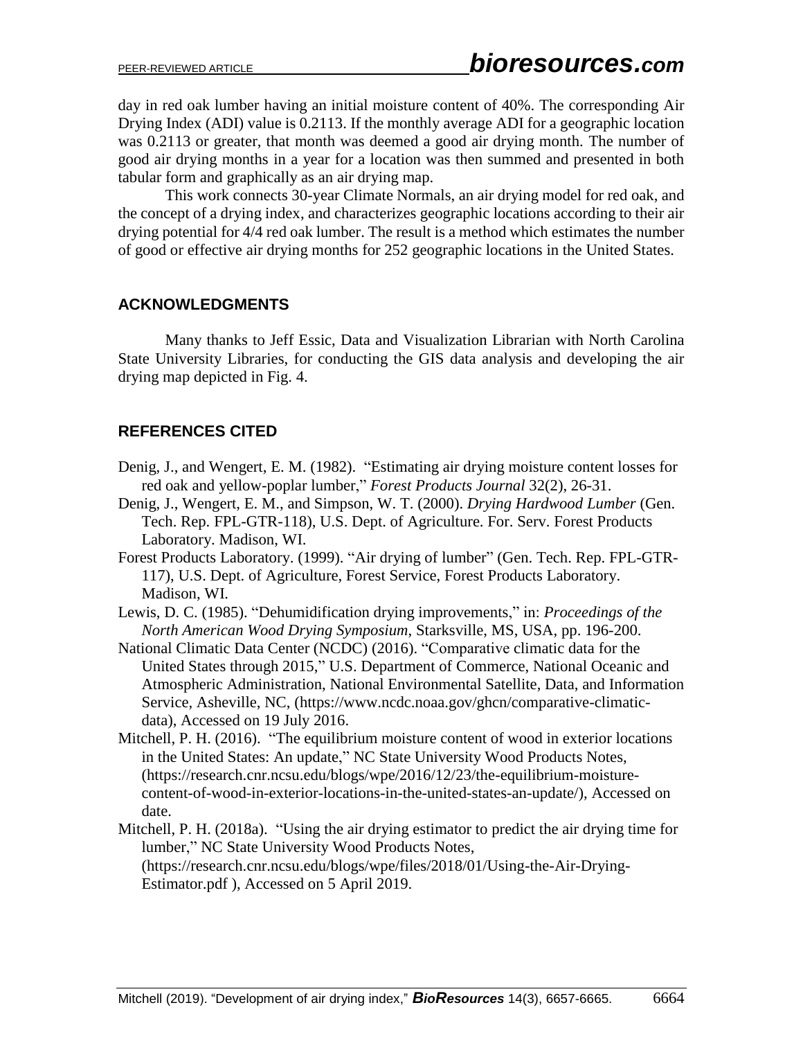day in red oak lumber having an initial moisture content of 40%. The corresponding Air Drying Index (ADI) value is 0.2113. If the monthly average ADI for a geographic location was 0.2113 or greater, that month was deemed a good air drying month. The number of good air drying months in a year for a location was then summed and presented in both tabular form and graphically as an air drying map.

This work connects 30-year Climate Normals, an air drying model for red oak, and the concept of a drying index, and characterizes geographic locations according to their air drying potential for 4/4 red oak lumber. The result is a method which estimates the number of good or effective air drying months for 252 geographic locations in the United States.

## ACKNOWLEDGMENTS

Many thanks to Jeff Essic, Data and Visualization Librarian with North Carolina State University Libraries, for conducting the GIS data analysis and developing the air drying map depicted in Fig. 4.

## REFERENCES CITED

Denig, J., and Wengert, E. M. (1982). "Estimating air drying moisture content losses for red oak and yellow-poplar lumber," *Forest Products Journal* 32(2), 26-31.

Denig, J., Wengert, E. M., and Simpson, W. T. (2000). *Drying Hardwood Lumber* (Gen. Tech. Rep. FPL-GTR-118), U.S. Dept. of Agriculture. For. Serv. Forest Products Laboratory. Madison, WI.

Forest Products Laboratory. (1999). "Air drying of lumber" (Gen. Tech. Rep. FPL-GTR-117), U.S. Dept. of Agriculture, Forest Service, Forest Products Laboratory. Madison, WI.

Lewis, D. C. (1985). "Dehumidification drying improvements," in: *Proceedings of the North American Wood Drying Symposium*, Starksville, MS, USA, pp. 196-200.

National Climatic Data Center (NCDC) (2016). "Comparative climatic data for the United States through 2015," U.S. Department of Commerce, National Oceanic and Atmospheric Administration, National Environmental Satellite, Data, and Information Service, Asheville, NC, (https://www.ncdc.noaa.gov/ghcn/comparative-climatic-data), Accessed on 19 July 2016.

Mitchell, P. H. (2016). "The equilibrium moisture content of wood in exterior locations in the United States: An update," NC State University Wood Products Notes, (https://research.cnr.ncsu.edu/blogs/wpe/2016/12/23/the-equilibrium-moisture-content-of-wood-in-exterior-locations-in-the-united-states-an-update/), Accessed on date.

Mitchell, P. H. (2018a). "Using the air drying estimator to predict the air drying time for lumber," NC State University Wood Products Notes, (https://research.cnr.ncsu.edu/blogs/wpe/files/2018/01/Using-the-Air-Drying-Estimator.pdf ), Accessed on 5 April 2019.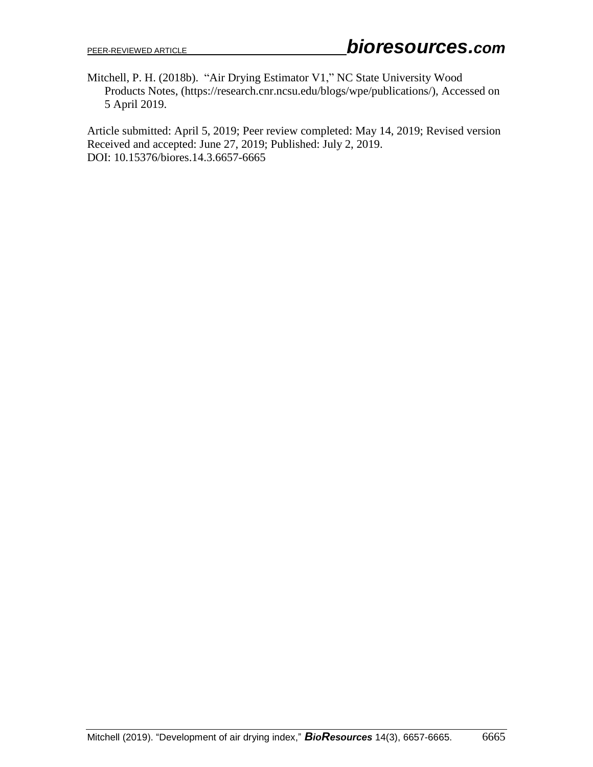Mitchell, P. H. (2018b). "Air Drying Estimator V1," NC State University Wood Products Notes, (https://research.cnr.ncsu.edu/blogs/wpe/publications/), Accessed on 5 April 2019.

Article submitted: April 5, 2019; Peer review completed: May 14, 2019; Revised version Received and accepted: June 27, 2019; Published: July 2, 2019.
DOI: 10.15376/biores.14.3.6657-6665